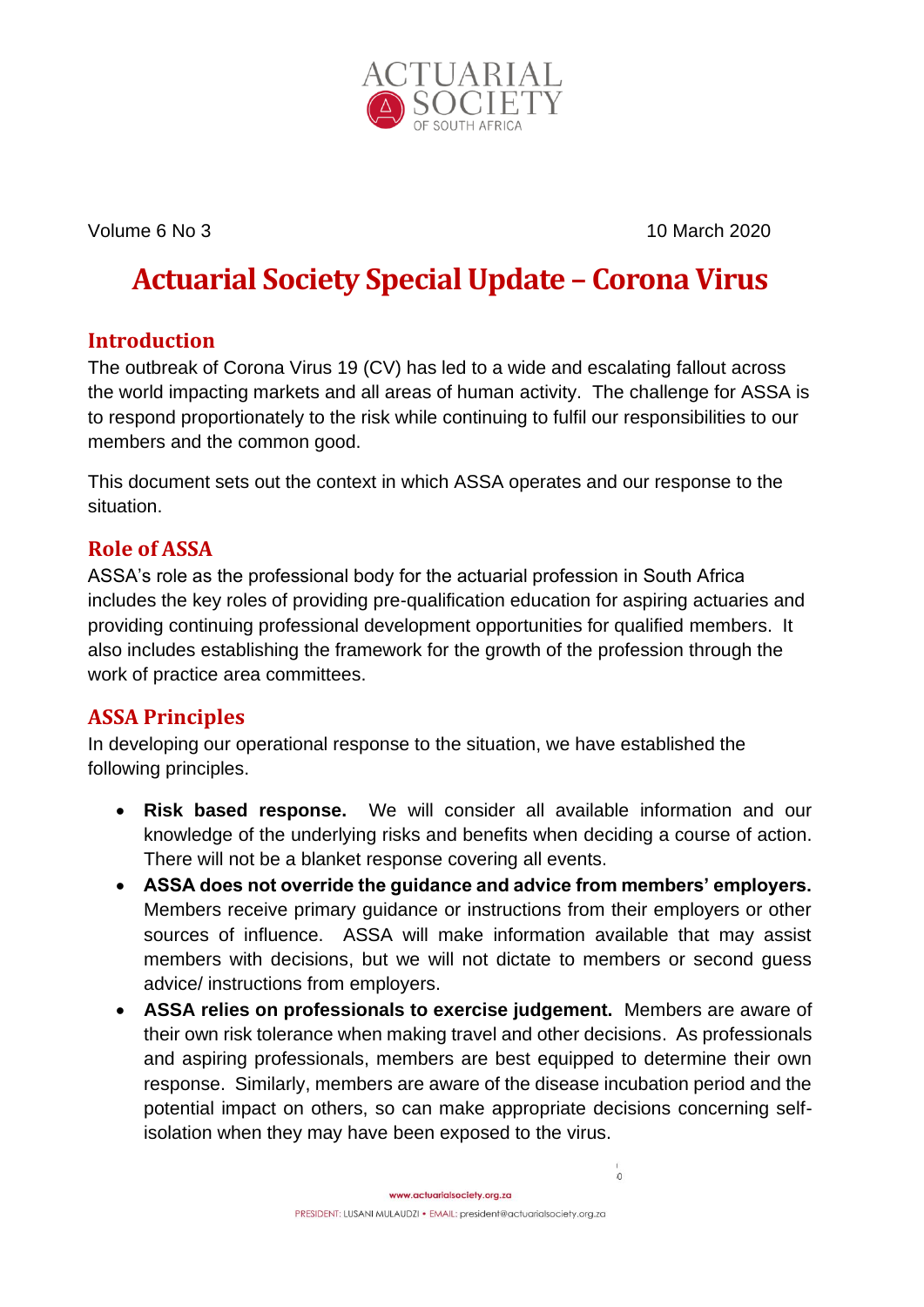Volume 6 No 3 10 March 2020

# Actuarial Society Special Update – Corona Virus

## Introduction

The outbreak of Corona Virus 19 (CV) has led to a wide and escalating fallout across the world impacting markets and all areas of human activity. The challenge for ASSA is to respond proportionately to the risk while continuing to fulfil our responsibilities to our members and the common good.

This document sets out the context in which ASSA operates and our response to the situation.

## Role of ASSA

ASSA's role as the professional body for the actuarial profession in South Africa includes the key roles of providing pre-qualification education for aspiring actuaries and providing continuing professional development opportunities for qualified members. It also includes establishing the framework for the growth of the profession through the work of practice area committees.

## ASSA Principles

In developing our operational response to the situation, we have established the following principles.

- **Risk based response.** We will consider all available information and our knowledge of the underlying risks and benefits when deciding a course of action. There will not be a blanket response covering all events.
- **ASSA does not override the guidance and advice from members' employers.** Members receive primary guidance or instructions from their employers or other sources of influence. ASSA will make information available that may assist members with decisions, but we will not dictate to members or second guess advice/ instructions from employers.
- **ASSA relies on professionals to exercise judgement.** Members are aware of their own risk tolerance when making travel and other decisions. As professionals and aspiring professionals, members are best equipped to determine their own response. Similarly, members are aware of the disease incubation period and the potential impact on others, so can make appropriate decisions concerning self-isolation when they may have been exposed to the virus.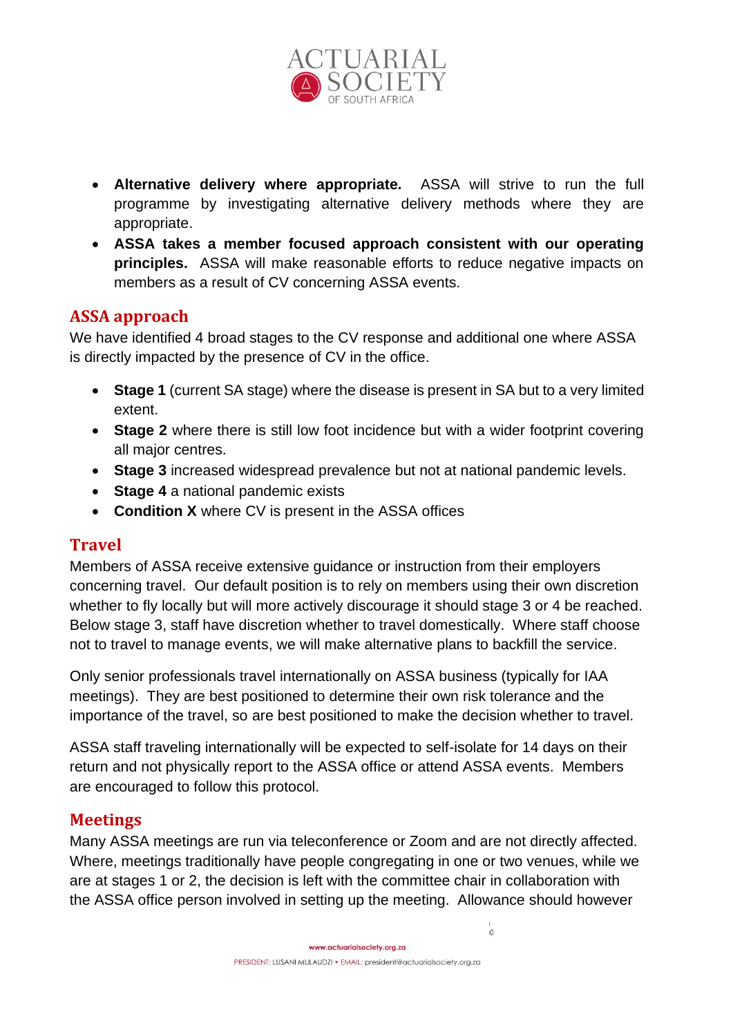- **Alternative delivery where appropriate.** ASSA will strive to run the full programme by investigating alternative delivery methods where they are appropriate.
- **ASSA takes a member focused approach consistent with our operating principles.** ASSA will make reasonable efforts to reduce negative impacts on members as a result of CV concerning ASSA events.

## ASSA approach

We have identified 4 broad stages to the CV response and additional one where ASSA is directly impacted by the presence of CV in the office.

- **Stage 1** (current SA stage) where the disease is present in SA but to a very limited extent.
- **Stage 2** where there is still low foot incidence but with a wider footprint covering all major centres.
- **Stage 3** increased widespread prevalence but not at national pandemic levels.
- **Stage 4** a national pandemic exists
- **Condition X** where CV is present in the ASSA offices

## Travel

Members of ASSA receive extensive guidance or instruction from their employers concerning travel. Our default position is to rely on members using their own discretion whether to fly locally but will more actively discourage it should stage 3 or 4 be reached. Below stage 3, staff have discretion whether to travel domestically. Where staff choose not to travel to manage events, we will make alternative plans to backfill the service.

Only senior professionals travel internationally on ASSA business (typically for IAA meetings). They are best positioned to determine their own risk tolerance and the importance of the travel, so are best positioned to make the decision whether to travel.

ASSA staff traveling internationally will be expected to self-isolate for 14 days on their return and not physically report to the ASSA office or attend ASSA events. Members are encouraged to follow this protocol.

## Meetings

Many ASSA meetings are run via teleconference or Zoom and are not directly affected. Where, meetings traditionally have people congregating in one or two venues, while we are at stages 1 or 2, the decision is left with the committee chair in collaboration with the ASSA office person involved in setting up the meeting. Allowance should however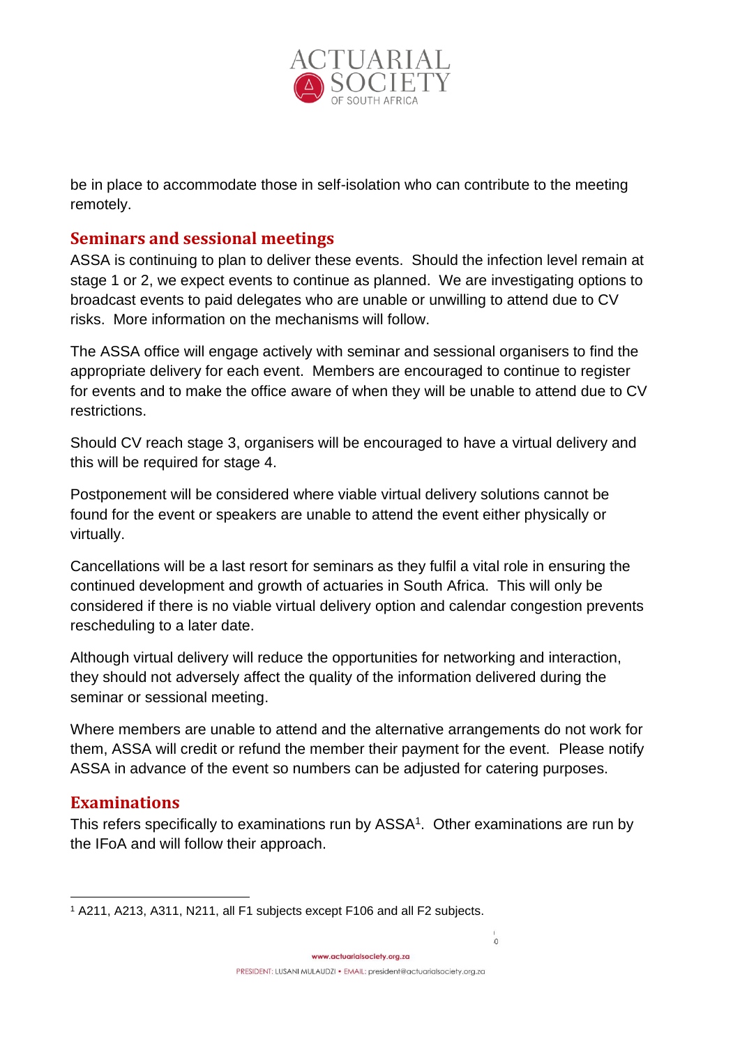be in place to accommodate those in self-isolation who can contribute to the meeting remotely.

## Seminars and sessional meetings

ASSA is continuing to plan to deliver these events. Should the infection level remain at stage 1 or 2, we expect events to continue as planned. We are investigating options to broadcast events to paid delegates who are unable or unwilling to attend due to CV risks. More information on the mechanisms will follow.

The ASSA office will engage actively with seminar and sessional organisers to find the appropriate delivery for each event. Members are encouraged to continue to register for events and to make the office aware of when they will be unable to attend due to CV restrictions.

Should CV reach stage 3, organisers will be encouraged to have a virtual delivery and this will be required for stage 4.

Postponement will be considered where viable virtual delivery solutions cannot be found for the event or speakers are unable to attend the event either physically or virtually.

Cancellations will be a last resort for seminars as they fulfil a vital role in ensuring the continued development and growth of actuaries in South Africa. This will only be considered if there is no viable virtual delivery option and calendar congestion prevents rescheduling to a later date.

Although virtual delivery will reduce the opportunities for networking and interaction, they should not adversely affect the quality of the information delivered during the seminar or sessional meeting.

Where members are unable to attend and the alternative arrangements do not work for them, ASSA will credit or refund the member their payment for the event. Please notify ASSA in advance of the event so numbers can be adjusted for catering purposes.

## Examinations

This refers specifically to examinations run by ASSA[1]. Other examinations are run by the IFoA and will follow their approach.

[1] A211, A213, A311, N211, all F1 subjects except F106 and all F2 subjects.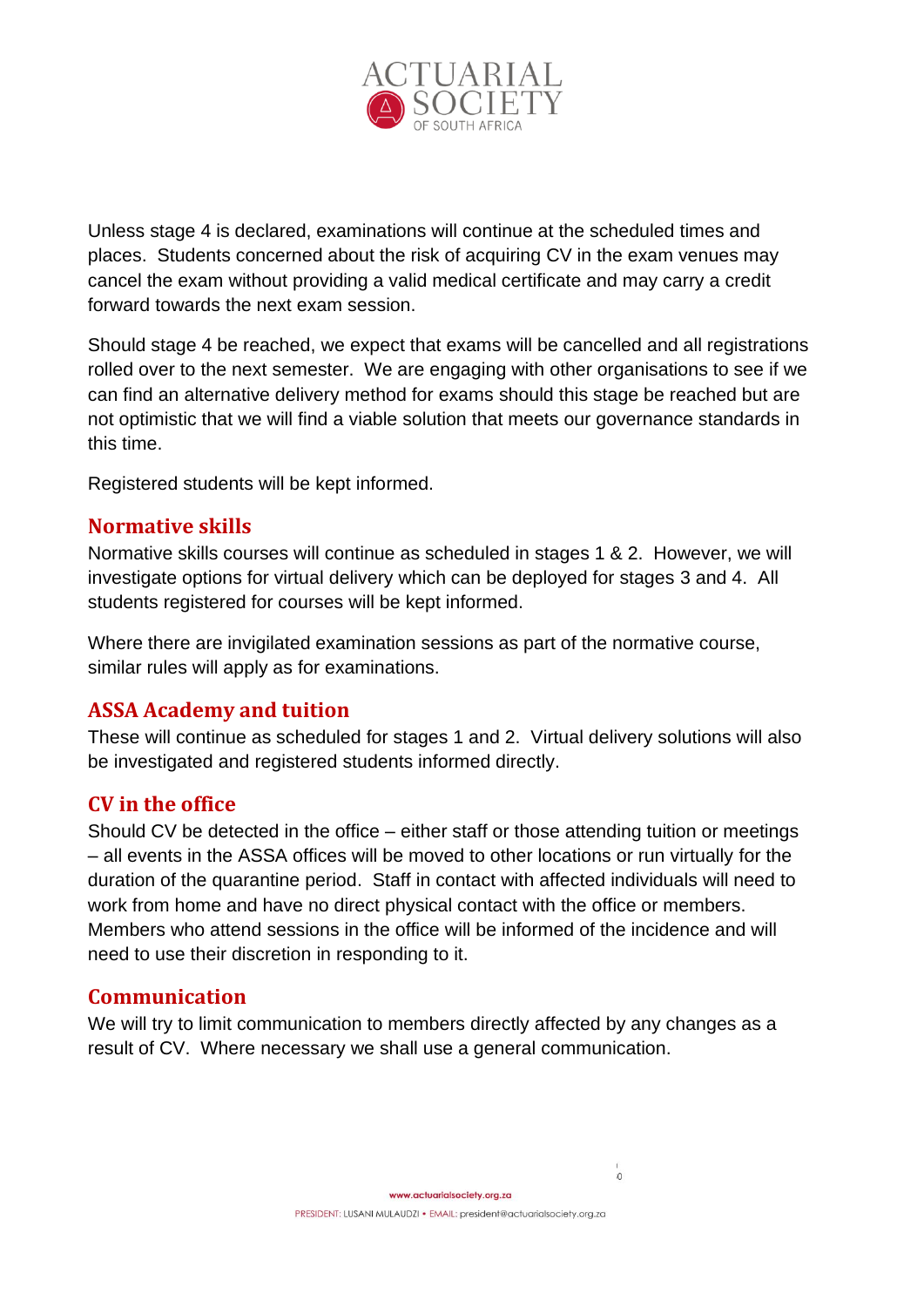Unless stage 4 is declared, examinations will continue at the scheduled times and places. Students concerned about the risk of acquiring CV in the exam venues may cancel the exam without providing a valid medical certificate and may carry a credit forward towards the next exam session.

Should stage 4 be reached, we expect that exams will be cancelled and all registrations rolled over to the next semester. We are engaging with other organisations to see if we can find an alternative delivery method for exams should this stage be reached but are not optimistic that we will find a viable solution that meets our governance standards in this time.

Registered students will be kept informed.

## Normative skills

Normative skills courses will continue as scheduled in stages 1 & 2. However, we will investigate options for virtual delivery which can be deployed for stages 3 and 4. All students registered for courses will be kept informed.

Where there are invigilated examination sessions as part of the normative course, similar rules will apply as for examinations.

## ASSA Academy and tuition

These will continue as scheduled for stages 1 and 2. Virtual delivery solutions will also be investigated and registered students informed directly.

## CV in the office

Should CV be detected in the office – either staff or those attending tuition or meetings – all events in the ASSA offices will be moved to other locations or run virtually for the duration of the quarantine period. Staff in contact with affected individuals will need to work from home and have no direct physical contact with the office or members. Members who attend sessions in the office will be informed of the incidence and will need to use their discretion in responding to it.

## Communication

We will try to limit communication to members directly affected by any changes as a result of CV. Where necessary we shall use a general communication.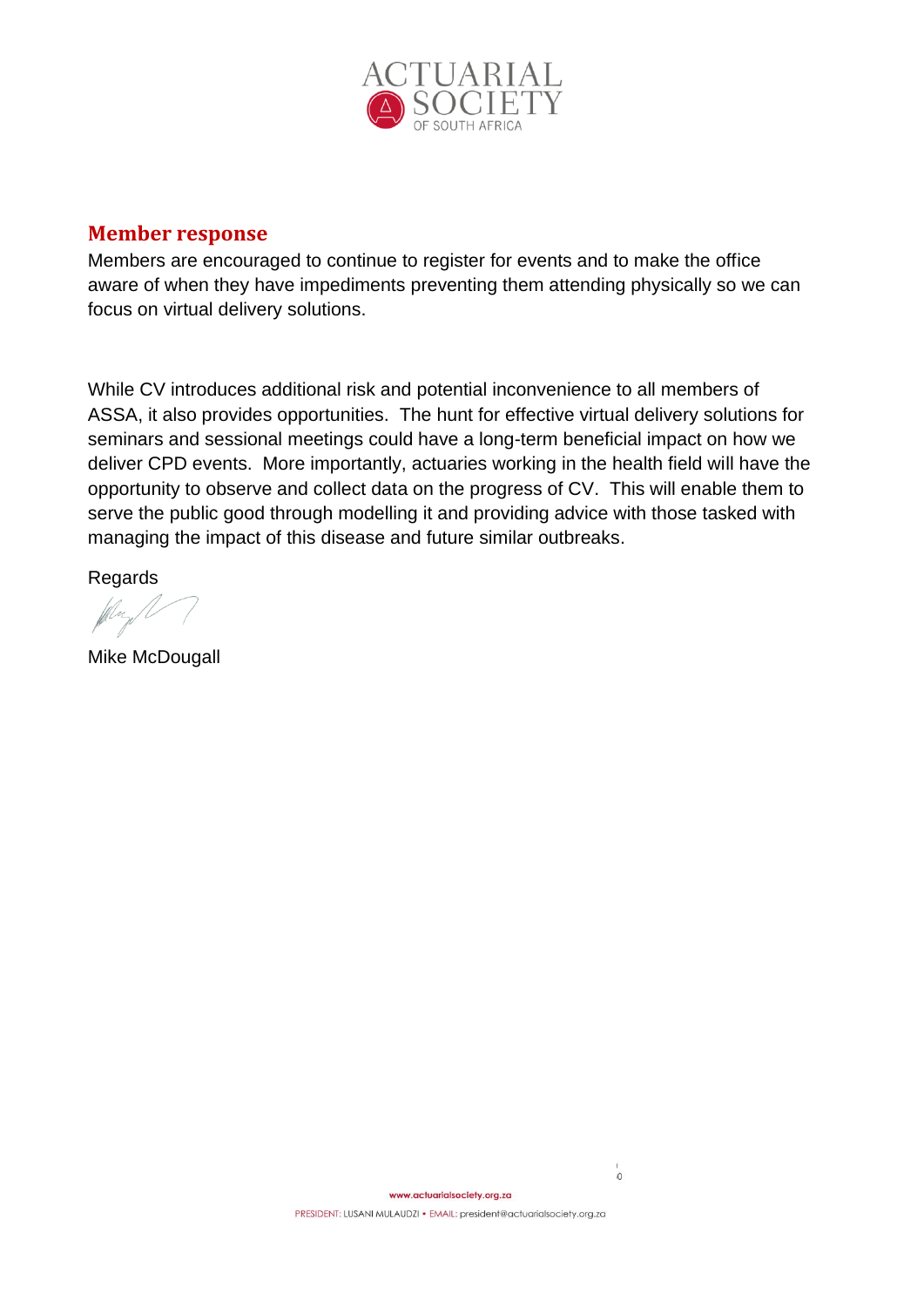## Member response

Members are encouraged to continue to register for events and to make the office aware of when they have impediments preventing them attending physically so we can focus on virtual delivery solutions.

While CV introduces additional risk and potential inconvenience to all members of ASSA, it also provides opportunities. The hunt for effective virtual delivery solutions for seminars and sessional meetings could have a long-term beneficial impact on how we deliver CPD events. More importantly, actuaries working in the health field will have the opportunity to observe and collect data on the progress of CV. This will enable them to serve the public good through modelling it and providing advice with those tasked with managing the impact of this disease and future similar outbreaks.

Regards

Mike McDougall